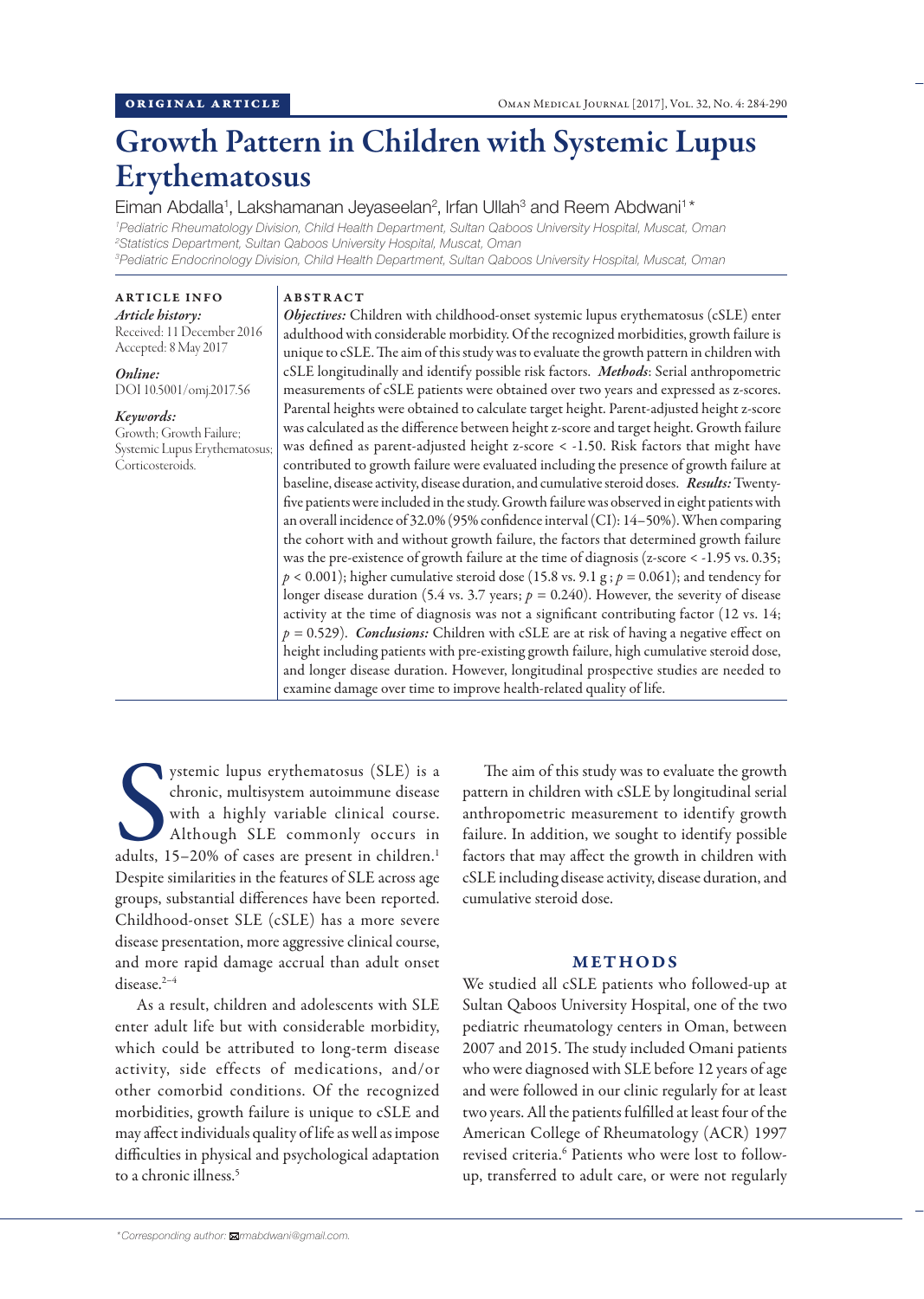ORIGINAL ARTICLE

# Growth Pattern in Children with Systemic Lupus Erythematosus

Eiman Abdalla[1], Lakshamanan Jeyaseelan[2], Irfan Ullah[3] and Reem Abdwani[1]*

[1]Pediatric Rheumatology Division, Child Health Department, Sultan Qaboos University Hospital, Muscat, Oman
[2]Statistics Department, Sultan Qaboos University Hospital, Muscat, Oman
[3]Pediatric Endocrinology Division, Child Health Department, Sultan Qaboos University Hospital, Muscat, Oman

**ARTICLE INFO**

*Article history:*
Received: 11 December 2016
Accepted: 8 May 2017

*Online:*
DOI 10.5001/omj.2017.56

*Keywords:*
Growth; Growth Failure; Systemic Lupus Erythematosus; Corticosteroids.

**ABSTRACT**

***Objectives:*** Children with childhood-onset systemic lupus erythematosus (cSLE) enter adulthood with considerable morbidity. Of the recognized morbidities, growth failure is unique to cSLE. The aim of this study was to evaluate the growth pattern in children with cSLE longitudinally and identify possible risk factors. ***Methods***: Serial anthropometric measurements of cSLE patients were obtained over two years and expressed as z-scores. Parental heights were obtained to calculate target height. Parent-adjusted height z-score was calculated as the difference between height z-score and target height. Growth failure was defined as parent-adjusted height z-score < -1.50. Risk factors that might have contributed to growth failure were evaluated including the presence of growth failure at baseline, disease activity, disease duration, and cumulative steroid doses. ***Results:*** Twenty-five patients were included in the study. Growth failure was observed in eight patients with an overall incidence of 32.0% (95% confidence interval (CI): 14–50%). When comparing the cohort with and without growth failure, the factors that determined growth failure was the pre-existence of growth failure at the time of diagnosis (z-score < -1.95 vs. 0.35; $p < 0.001$); higher cumulative steroid dose (15.8 vs. 9.1 g ; $p = 0.061$); and tendency for longer disease duration (5.4 vs. 3.7 years; $p = 0.240$). However, the severity of disease activity at the time of diagnosis was not a significant contributing factor (12 vs. 14; $p = 0.529$). ***Conclusions:*** Children with cSLE are at risk of having a negative effect on height including patients with pre-existing growth failure, high cumulative steroid dose, and longer disease duration. However, longitudinal prospective studies are needed to examine damage over time to improve health-related quality of life.

Systemic lupus erythematosus (SLE) is a chronic, multisystem autoimmune disease with a highly variable clinical course. Although SLE commonly occurs in adults, 15–20% of cases are present in children.[1] Despite similarities in the features of SLE across age groups, substantial differences have been reported. Childhood-onset SLE (cSLE) has a more severe disease presentation, more aggressive clinical course, and more rapid damage accrual than adult onset disease.[2–4]

As a result, children and adolescents with SLE enter adult life but with considerable morbidity, which could be attributed to long-term disease activity, side effects of medications, and/or other comorbid conditions. Of the recognized morbidities, growth failure is unique to cSLE and may affect individuals quality of life as well as impose difficulties in physical and psychological adaptation to a chronic illness.[5]

The aim of this study was to evaluate the growth pattern in children with cSLE by longitudinal serial anthropometric measurement to identify growth failure. In addition, we sought to identify possible factors that may affect the growth in children with cSLE including disease activity, disease duration, and cumulative steroid dose.

## METHODS

We studied all cSLE patients who followed-up at Sultan Qaboos University Hospital, one of the two pediatric rheumatology centers in Oman, between 2007 and 2015. The study included Omani patients who were diagnosed with SLE before 12 years of age and were followed in our clinic regularly for at least two years. All the patients fulfilled at least four of the American College of Rheumatology (ACR) 1997 revised criteria.[6] Patients who were lost to follow-up, transferred to adult care, or were not regularly

*Corresponding author: rmabdwani@gmail.com.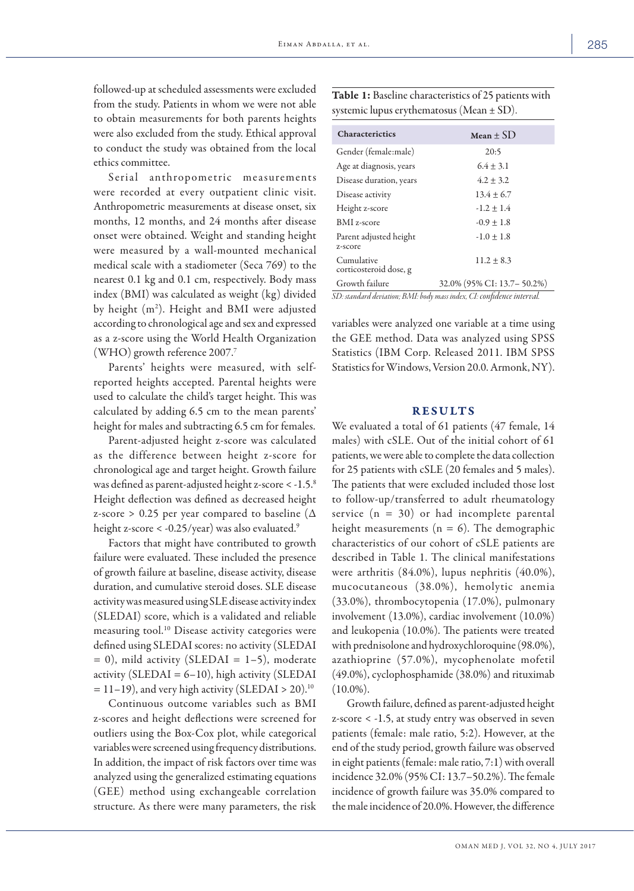followed-up at scheduled assessments were excluded from the study. Patients in whom we were not able to obtain measurements for both parents heights were also excluded from the study. Ethical approval to conduct the study was obtained from the local ethics committee.

Serial anthropometric measurements were recorded at every outpatient clinic visit. Anthropometric measurements at disease onset, six months, 12 months, and 24 months after disease onset were obtained. Weight and standing height were measured by a wall-mounted mechanical medical scale with a stadiometer (Seca 769) to the nearest 0.1 kg and 0.1 cm, respectively. Body mass index (BMI) was calculated as weight (kg) divided by height ($m^2$). Height and BMI were adjusted according to chronological age and sex and expressed as a z-score using the World Health Organization (WHO) growth reference 2007.[7]

Parents' heights were measured, with self-reported heights accepted. Parental heights were used to calculate the child's target height. This was calculated by adding 6.5 cm to the mean parents' height for males and subtracting 6.5 cm for females.

Parent-adjusted height z-score was calculated as the difference between height z-score for chronological age and target height. Growth failure was defined as parent-adjusted height z-score < -1.5.[8] Height deflection was defined as decreased height z-score > 0.25 per year compared to baseline (Δ height z-score < -0.25/year) was also evaluated.[9]

Factors that might have contributed to growth failure were evaluated. These included the presence of growth failure at baseline, disease activity, disease duration, and cumulative steroid doses. SLE disease activity was measured using SLE disease activity index (SLEDAI) score, which is a validated and reliable measuring tool.[10] Disease activity categories were defined using SLEDAI scores: no activity (SLEDAI = 0), mild activity (SLEDAI = 1–5), moderate activity (SLEDAI = 6–10), high activity (SLEDAI = 11–19), and very high activity (SLEDAI > 20).[10]

Continuous outcome variables such as BMI z-scores and height deflections were screened for outliers using the Box-Cox plot, while categorical variables were screened using frequency distributions. In addition, the impact of risk factors over time was analyzed using the generalized estimating equations (GEE) method using exchangeable correlation structure. As there were many parameters, the risk variables were analyzed one variable at a time using the GEE method. Data was analyzed using SPSS Statistics (IBM Corp. Released 2011. IBM SPSS Statistics for Windows, Version 20.0. Armonk, NY).

**Table 1:** Baseline characteristics of 25 patients with systemic lupus erythematosus (Mean ± SD).

| Characterictics | Mean ± SD |
| --- | --- |
| Gender (female:male) | 20:5 |
| Age at diagnosis, years | 6.4 ± 3.1 |
| Disease duration, years | 4.2 ± 3.2 |
| Disease activity | 13.4 ± 6.7 |
| Height z-score | -1.2 ± 1.4 |
| BMI z-score | -0.9 ± 1.8 |
| Parent adjusted height z-score | -1.0 ± 1.8 |
| Cumulative corticosteroid dose, g | 11.2 ± 8.3 |
| Growth failure | 32.0% (95% CI: 13.7– 50.2%) |

*SD: standard deviation; BMI: body mass index, CI: confidence interval.*

## RESULTS

We evaluated a total of 61 patients (47 female, 14 males) with cSLE. Out of the initial cohort of 61 patients, we were able to complete the data collection for 25 patients with cSLE (20 females and 5 males). The patients that were excluded included those lost to follow-up/transferred to adult rheumatology service (n = 30) or had incomplete parental height measurements (n = 6). The demographic characteristics of our cohort of cSLE patients are described in Table 1. The clinical manifestations were arthritis (84.0%), lupus nephritis (40.0%), mucocutaneous (38.0%), hemolytic anemia (33.0%), thrombocytopenia (17.0%), pulmonary involvement (13.0%), cardiac involvement (10.0%) and leukopenia (10.0%). The patients were treated with prednisolone and hydroxychloroquine (98.0%), azathioprine (57.0%), mycophenolate mofetil (49.0%), cyclophosphamide (38.0%) and rituximab (10.0%).

Growth failure, defined as parent-adjusted height z-score < -1.5, at study entry was observed in seven patients (female: male ratio, 5:2). However, at the end of the study period, growth failure was observed in eight patients (female: male ratio, 7:1) with overall incidence 32.0% (95% CI: 13.7–50.2%). The female incidence of growth failure was 35.0% compared to the male incidence of 20.0%. However, the difference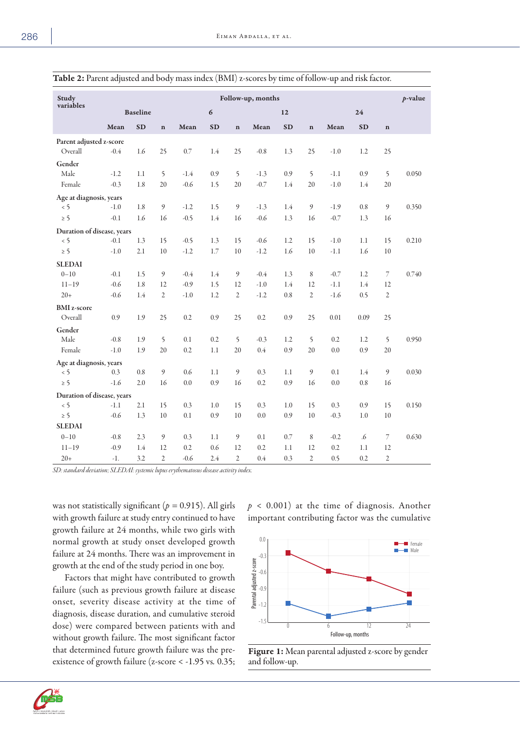**Table 2:** Parent adjusted and body mass index (BMI) z-scores by time of follow-up and risk factor.

| Study variables | Follow-up, months | | | | | | | | | | | | p-value |
|---|---|---|---|---|---|---|---|---|---|---|---|---|---|
| | Baseline | | | 6 | | | 12 | | | 24 | | | |
| | Mean | SD | n | Mean | SD | n | Mean | SD | n | Mean | SD | n | |
| **Parent adjusted z-score** | | | | | | | | | | | | | |
| Overall | -0.4 | 1.6 | 25 | 0.7 | 1.4 | 25 | -0.8 | 1.3 | 25 | -1.0 | 1.2 | 25 | |
| **Gender** | | | | | | | | | | | | | |
| Male | -1.2 | 1.1 | 5 | -1.4 | 0.9 | 5 | -1.3 | 0.9 | 5 | -1.1 | 0.9 | 5 | 0.050 |
| Female | -0.3 | 1.8 | 20 | -0.6 | 1.5 | 20 | -0.7 | 1.4 | 20 | -1.0 | 1.4 | 20 | |
| **Age at diagnosis, years** | | | | | | | | | | | | | |
| < 5 | -1.0 | 1.8 | 9 | -1.2 | 1.5 | 9 | -1.3 | 1.4 | 9 | -1.9 | 0.8 | 9 | 0.350 |
| ≥ 5 | -0.1 | 1.6 | 16 | -0.5 | 1.4 | 16 | -0.6 | 1.3 | 16 | -0.7 | 1.3 | 16 | |
| **Duration of disease, years** | | | | | | | | | | | | | |
| < 5 | -0.1 | 1.3 | 15 | -0.5 | 1.3 | 15 | -0.6 | 1.2 | 15 | -1.0 | 1.1 | 15 | 0.210 |
| ≥ 5 | -1.0 | 2.1 | 10 | -1.2 | 1.7 | 10 | -1.2 | 1.6 | 10 | -1.1 | 1.6 | 10 | |
| **SLEDAI** | | | | | | | | | | | | | |
| 0–10 | -0.1 | 1.5 | 9 | -0.4 | 1.4 | 9 | -0.4 | 1.3 | 8 | -0.7 | 1.2 | 7 | 0.740 |
| 11–19 | -0.6 | 1.8 | 12 | -0.9 | 1.5 | 12 | -1.0 | 1.4 | 12 | -1.1 | 1.4 | 12 | |
| 20+ | -0.6 | 1.4 | 2 | -1.0 | 1.2 | 2 | -1.2 | 0.8 | 2 | -1.6 | 0.5 | 2 | |
| **BMI z-score** | | | | | | | | | | | | | |
| Overall | 0.9 | 1.9 | 25 | 0.2 | 0.9 | 25 | 0.2 | 0.9 | 25 | 0.01 | 0.09 | 25 | |
| **Gender** | | | | | | | | | | | | | |
| Male | -0.8 | 1.9 | 5 | 0.1 | 0.2 | 5 | -0.3 | 1.2 | 5 | 0.2 | 1.2 | 5 | 0.950 |
| Female | -1.0 | 1.9 | 20 | 0.2 | 1.1 | 20 | 0.4 | 0.9 | 20 | 0.0 | 0.9 | 20 | |
| **Age at diagnosis, years** | | | | | | | | | | | | | |
| < 5 | 0.3 | 0.8 | 9 | 0.6 | 1.1 | 9 | 0.3 | 1.1 | 9 | 0.1 | 1.4 | 9 | 0.030 |
| ≥ 5 | -1.6 | 2.0 | 16 | 0.0 | 0.9 | 16 | 0.2 | 0.9 | 16 | 0.0 | 0.8 | 16 | |
| **Duration of disease, years** | | | | | | | | | | | | | |
| < 5 | -1.1 | 2.1 | 15 | 0.3 | 1.0 | 15 | 0.3 | 1.0 | 15 | 0.3 | 0.9 | 15 | 0.150 |
| ≥ 5 | -0.6 | 1.3 | 10 | 0.1 | 0.9 | 10 | 0.0 | 0.9 | 10 | -0.3 | 1.0 | 10 | |
| **SLEDAI** | | | | | | | | | | | | | |
| 0–10 | -0.8 | 2.3 | 9 | 0.3 | 1.1 | 9 | 0.1 | 0.7 | 8 | -0.2 | .6 | 7 | 0.630 |
| 11–19 | -0.9 | 1.4 | 12 | 0.2 | 0.6 | 12 | 0.2 | 1.1 | 12 | 0.2 | 1.1 | 12 | |
| 20+ | -1. | 3.2 | 2 | -0.6 | 2.4 | 2 | 0.4 | 0.3 | 2 | 0.5 | 0.2 | 2 | |

*SD: standard deviation; SLEDAI: systemic lupus erythematosus disease activity index.*

was not statistically significant ($p = 0.915$). All girls with growth failure at study entry continued to have growth failure at 24 months, while two girls with normal growth at study onset developed growth failure at 24 months. There was an improvement in growth at the end of the study period in one boy.

Factors that might have contributed to growth failure (such as previous growth failure at disease onset, severity disease activity at the time of diagnosis, disease duration, and cumulative steroid dose) were compared between patients with and without growth failure. The most significant factor that determined future growth failure was the pre-existence of growth failure (z-score < -1.95 vs. 0.35; $p < 0.001$) at the time of diagnosis. Another important contributing factor was the cumulative

**Figure 1:** Mean parental adjusted z-score by gender and follow-up.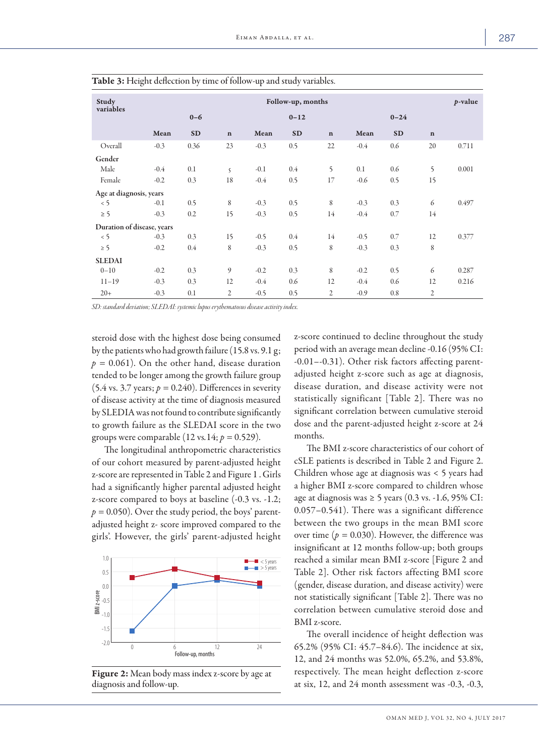**Table 3:** Height deflection by time of follow-up and study variables.

| Study variables | Follow-up, months | | | | | | | | | p-value |
|---|---|---|---|---|---|---|---|---|---|---|
| | 0–6 | | | 0–12 | | | 0–24 | | | |
| | Mean | SD | n | Mean | SD | n | Mean | SD | n | |
| Overall | -0.3 | 0.36 | 23 | -0.3 | 0.5 | 22 | -0.4 | 0.6 | 20 | 0.711 |
| **Gender** | | | | | | | | | | |
| Male | -0.4 | 0.1 | 5 | -0.1 | 0.4 | 5 | 0.1 | 0.6 | 5 | 0.001 |
| Female | -0.2 | 0.3 | 18 | -0.4 | 0.5 | 17 | -0.6 | 0.5 | 15 | |
| **Age at diagnosis, years** | | | | | | | | | | |
| < 5 | -0.1 | 0.5 | 8 | -0.3 | 0.5 | 8 | -0.3 | 0.3 | 6 | 0.497 |
| ≥ 5 | -0.3 | 0.2 | 15 | -0.3 | 0.5 | 14 | -0.4 | 0.7 | 14 | |
| **Duration of disease, years** | | | | | | | | | | |
| < 5 | -0.3 | 0.3 | 15 | -0.5 | 0.4 | 14 | -0.5 | 0.7 | 12 | 0.377 |
| ≥ 5 | -0.2 | 0.4 | 8 | -0.3 | 0.5 | 8 | -0.3 | 0.3 | 8 | |
| **SLEDAI** | | | | | | | | | | |
| 0–10 | -0.2 | 0.3 | 9 | -0.2 | 0.3 | 8 | -0.2 | 0.5 | 6 | 0.287 |
| 11–19 | -0.3 | 0.3 | 12 | -0.4 | 0.6 | 12 | -0.4 | 0.6 | 12 | 0.216 |
| 20+ | -0.3 | 0.1 | 2 | -0.5 | 0.5 | 2 | -0.9 | 0.8 | 2 | |

*SD: standard deviation; SLEDAI: systemic lupus erythematosus disease activity index.*

steroid dose with the highest dose being consumed by the patients who had growth failure (15.8 vs. 9.1 g; $p = 0.061$). On the other hand, disease duration tended to be longer among the growth failure group (5.4 vs. 3.7 years; $p = 0.240$). Differences in severity of disease activity at the time of diagnosis measured by SLEDIA was not found to contribute significantly to growth failure as the SLEDAI score in the two groups were comparable (12 vs. 14; $p = 0.529$).

The longitudinal anthropometric characteristics of our cohort measured by parent-adjusted height z-score are represented in Table 2 and Figure 1 . Girls had a significantly higher parental adjusted height z-score compared to boys at baseline (-0.3 vs. -1.2; $p = 0.050$). Over the study period, the boys' parent-adjusted height z- score improved compared to the girls'. However, the girls' parent-adjusted height

**Figure 2:** Mean body mass index z-score by age at diagnosis and follow-up.

z-score continued to decline throughout the study period with an average mean decline -0.16 (95% CI: -0.01–-0.31). Other risk factors affecting parent-adjusted height z-score such as age at diagnosis, disease duration, and disease activity were not statistically significant [Table 2]. There was no significant correlation between cumulative steroid dose and the parent-adjusted height z-score at 24 months.

The BMI z-score characteristics of our cohort of cSLE patients is described in Table 2 and Figure 2. Children whose age at diagnosis was < 5 years had a higher BMI z-score compared to children whose age at diagnosis was ≥ 5 years (0.3 vs. -1.6, 95% CI: 0.057–0.541). There was a significant difference between the two groups in the mean BMI score over time ($p = 0.030$). However, the difference was insignificant at 12 months follow-up; both groups reached a similar mean BMI z-score [Figure 2 and Table 2]. Other risk factors affecting BMI score (gender, disease duration, and disease activity) were not statistically significant [Table 2]. There was no correlation between cumulative steroid dose and BMI z-score.

The overall incidence of height deflection was 65.2% (95% CI: 45.7–84.6). The incidence at six, 12, and 24 months was 52.0%, 65.2%, and 53.8%, respectively. The mean height deflection z-score at six, 12, and 24 month assessment was -0.3, -0.3,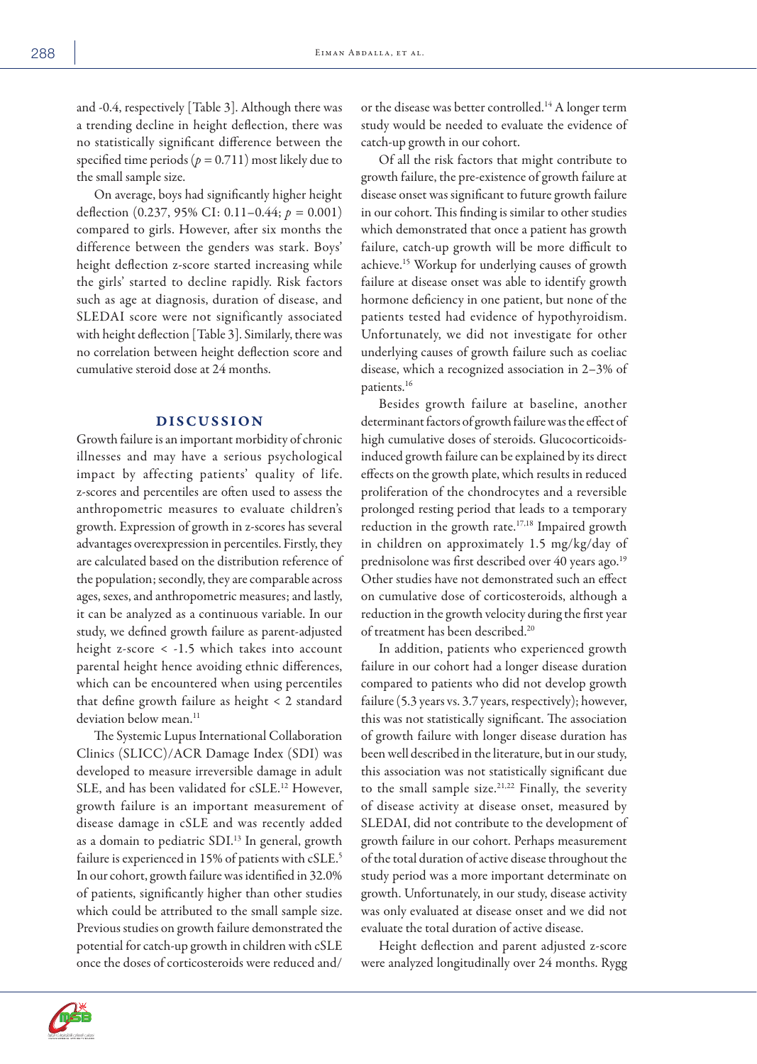and -0.4, respectively [Table 3]. Although there was a trending decline in height deflection, there was no statistically significant difference between the specified time periods ($p = 0.711$) most likely due to the small sample size.

On average, boys had significantly higher height deflection (0.237, 95% CI: 0.11–0.44; $p = 0.001$) compared to girls. However, after six months the difference between the genders was stark. Boys' height deflection z-score started increasing while the girls' started to decline rapidly. Risk factors such as age at diagnosis, duration of disease, and SLEDAI score were not significantly associated with height deflection [Table 3]. Similarly, there was no correlation between height deflection score and cumulative steroid dose at 24 months.

## DISCUSSION

Growth failure is an important morbidity of chronic illnesses and may have a serious psychological impact by affecting patients' quality of life. z-scores and percentiles are often used to assess the anthropometric measures to evaluate children's growth. Expression of growth in z-scores has several advantages overexpression in percentiles. Firstly, they are calculated based on the distribution reference of the population; secondly, they are comparable across ages, sexes, and anthropometric measures; and lastly, it can be analyzed as a continuous variable. In our study, we defined growth failure as parent-adjusted height z-score < -1.5 which takes into account parental height hence avoiding ethnic differences, which can be encountered when using percentiles that define growth failure as height < 2 standard deviation below mean.[11]

The Systemic Lupus International Collaboration Clinics (SLICC)/ACR Damage Index (SDI) was developed to measure irreversible damage in adult SLE, and has been validated for cSLE.[12] However, growth failure is an important measurement of disease damage in cSLE and was recently added as a domain to pediatric SDI.[13] In general, growth failure is experienced in 15% of patients with cSLE.[5] In our cohort, growth failure was identified in 32.0% of patients, significantly higher than other studies which could be attributed to the small sample size. Previous studies on growth failure demonstrated the potential for catch-up growth in children with cSLE once the doses of corticosteroids were reduced and/or the disease was better controlled.[14] A longer term study would be needed to evaluate the evidence of catch-up growth in our cohort.

Of all the risk factors that might contribute to growth failure, the pre-existence of growth failure at disease onset was significant to future growth failure in our cohort. This finding is similar to other studies which demonstrated that once a patient has growth failure, catch-up growth will be more difficult to achieve.[15] Workup for underlying causes of growth failure at disease onset was able to identify growth hormone deficiency in one patient, but none of the patients tested had evidence of hypothyroidism. Unfortunately, we did not investigate for other underlying causes of growth failure such as coeliac disease, which a recognized association in 2–3% of patients.[16]

Besides growth failure at baseline, another determinant factors of growth failure was the effect of high cumulative doses of steroids. Glucocorticoids-induced growth failure can be explained by its direct effects on the growth plate, which results in reduced proliferation of the chondrocytes and a reversible prolonged resting period that leads to a temporary reduction in the growth rate.[17,18] Impaired growth in children on approximately 1.5 mg/kg/day of prednisolone was first described over 40 years ago.[19] Other studies have not demonstrated such an effect on cumulative dose of corticosteroids, although a reduction in the growth velocity during the first year of treatment has been described.[20]

In addition, patients who experienced growth failure in our cohort had a longer disease duration compared to patients who did not develop growth failure (5.3 years vs. 3.7 years, respectively); however, this was not statistically significant. The association of growth failure with longer disease duration has been well described in the literature, but in our study, this association was not statistically significant due to the small sample size.[21,22] Finally, the severity of disease activity at disease onset, measured by SLEDAI, did not contribute to the development of growth failure in our cohort. Perhaps measurement of the total duration of active disease throughout the study period was a more important determinate on growth. Unfortunately, in our study, disease activity was only evaluated at disease onset and we did not evaluate the total duration of active disease.

Height deflection and parent adjusted z-score were analyzed longitudinally over 24 months. Rygg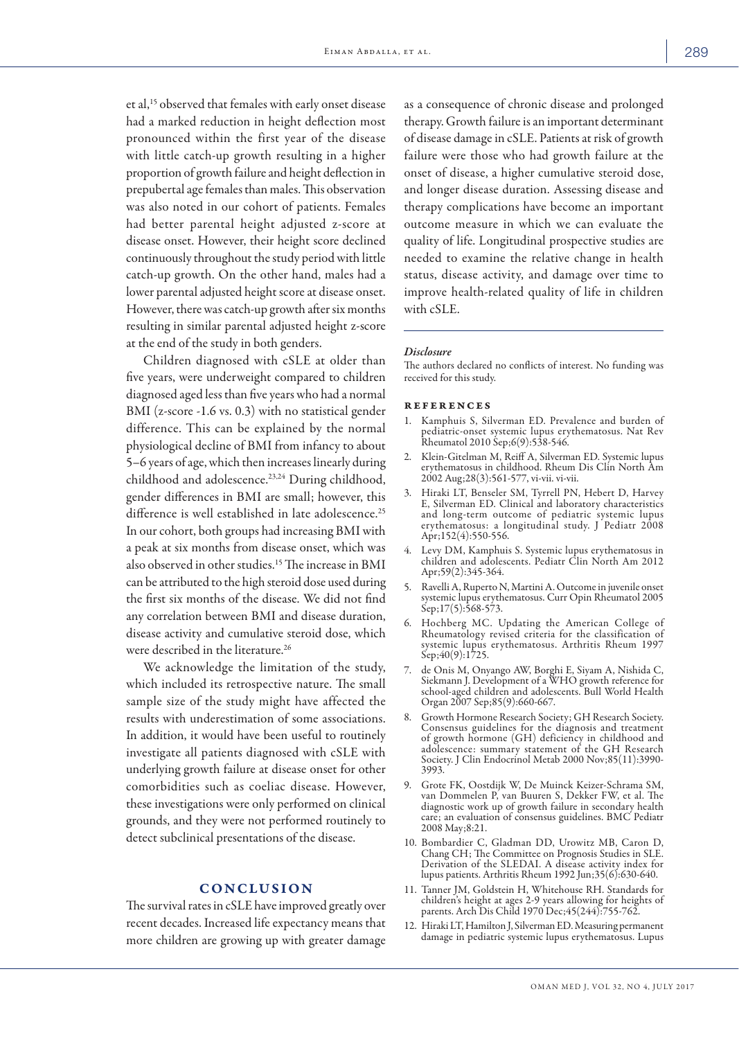et al,[15] observed that females with early onset disease had a marked reduction in height deflection most pronounced within the first year of the disease with little catch-up growth resulting in a higher proportion of growth failure and height deflection in prepubertal age females than males. This observation was also noted in our cohort of patients. Females had better parental height adjusted z-score at disease onset. However, their height score declined continuously throughout the study period with little catch-up growth. On the other hand, males had a lower parental adjusted height score at disease onset. However, there was catch-up growth after six months resulting in similar parental adjusted height z-score at the end of the study in both genders.

Children diagnosed with cSLE at older than five years, were underweight compared to children diagnosed aged less than five years who had a normal BMI (z-score -1.6 vs. 0.3) with no statistical gender difference. This can be explained by the normal physiological decline of BMI from infancy to about 5–6 years of age, which then increases linearly during childhood and adolescence.[23,24] During childhood, gender differences in BMI are small; however, this difference is well established in late adolescence.[25] In our cohort, both groups had increasing BMI with a peak at six months from disease onset, which was also observed in other studies.[15] The increase in BMI can be attributed to the high steroid dose used during the first six months of the disease. We did not find any correlation between BMI and disease duration, disease activity and cumulative steroid dose, which were described in the literature.[26]

We acknowledge the limitation of the study, which included its retrospective nature. The small sample size of the study might have affected the results with underestimation of some associations. In addition, it would have been useful to routinely investigate all patients diagnosed with cSLE with underlying growth failure at disease onset for other comorbidities such as coeliac disease. However, these investigations were only performed on clinical grounds, and they were not performed routinely to detect subclinical presentations of the disease.

## CONCLUSION

The survival rates in cSLE have improved greatly over recent decades. Increased life expectancy means that more children are growing up with greater damage as a consequence of chronic disease and prolonged therapy. Growth failure is an important determinant of disease damage in cSLE. Patients at risk of growth failure were those who had growth failure at the onset of disease, a higher cumulative steroid dose, and longer disease duration. Assessing disease and therapy complications have become an important outcome measure in which we can evaluate the quality of life. Longitudinal prospective studies are needed to examine the relative change in health status, disease activity, and damage over time to improve health-related quality of life in children with cSLE.

### *Disclosure*

The authors declared no conflicts of interest. No funding was received for this study.

## REFERENCES

1. Kamphuis S, Silverman ED. Prevalence and burden of pediatric-onset systemic lupus erythematosus. Nat Rev Rheumatol 2010 Sep;6(9):538-546.
2. Klein-Gitelman M, Reiff A, Silverman ED. Systemic lupus erythematosus in childhood. Rheum Dis Clin North Am 2002 Aug;28(3):561-577, vi-vii. vi-vii.
3. Hiraki LT, Benseler SM, Tyrrell PN, Hebert D, Harvey E, Silverman ED. Clinical and laboratory characteristics and long-term outcome of pediatric systemic lupus erythematosus: a longitudinal study. J Pediatr 2008 Apr;152(4):550-556.
4. Levy DM, Kamphuis S. Systemic lupus erythematosus in children and adolescents. Pediatr Clin North Am 2012 Apr;59(2):345-364.
5. Ravelli A, Ruperto N, Martini A. Outcome in juvenile onset systemic lupus erythematosus. Curr Opin Rheumatol 2005 Sep;17(5):568-573.
6. Hochberg MC. Updating the American College of Rheumatology revised criteria for the classification of systemic lupus erythematosus. Arthritis Rheum 1997 Sep;40(9):1725.
7. de Onis M, Onyango AW, Borghi E, Siyam A, Nishida C, Siekmann J. Development of a WHO growth reference for school-aged children and adolescents. Bull World Health Organ 2007 Sep;85(9):660-667.
8. Growth Hormone Research Society; GH Research Society. Consensus guidelines for the diagnosis and treatment of growth hormone (GH) deficiency in childhood and adolescence: summary statement of the GH Research Society. J Clin Endocrinol Metab 2000 Nov;85(11):3990-3993.
9. Grote FK, Oostdijk W, De Muinck Keizer-Schrama SM, van Dommelen P, van Buuren S, Dekker FW, et al. The diagnostic work up of growth failure in secondary health care; an evaluation of consensus guidelines. BMC Pediatr 2008 May;8:21.
10. Bombardier C, Gladman DD, Urowitz MB, Caron D, Chang CH; The Committee on Prognosis Studies in SLE. Derivation of the SLEDAI. A disease activity index for lupus patients. Arthritis Rheum 1992 Jun;35(6):630-640.
11. Tanner JM, Goldstein H, Whitehouse RH. Standards for children's height at ages 2-9 years allowing for heights of parents. Arch Dis Child 1970 Dec;45(244):755-762.
12. Hiraki LT, Hamilton J, Silverman ED. Measuring permanent damage in pediatric systemic lupus erythematosus. Lupus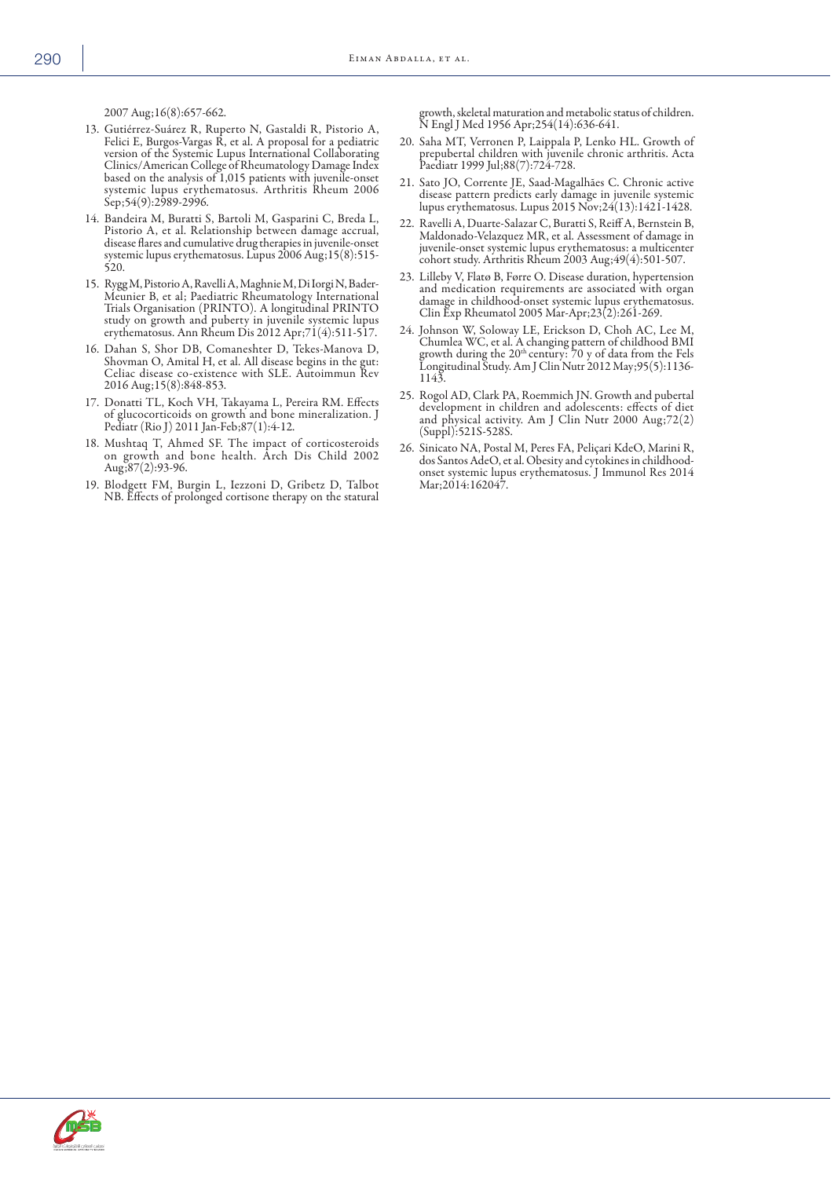2007 Aug;16(8):657-662.

13. Gutiérrez-Suárez R, Ruperto N, Gastaldi R, Pistorio A, Felici E, Burgos-Vargas R, et al. A proposal for a pediatric version of the Systemic Lupus International Collaborating Clinics/American College of Rheumatology Damage Index based on the analysis of 1,015 patients with juvenile-onset systemic lupus erythematosus. Arthritis Rheum 2006 Sep;54(9):2989-2996.
14. Bandeira M, Buratti S, Bartoli M, Gasparini C, Breda L, Pistorio A, et al. Relationship between damage accrual, disease flares and cumulative drug therapies in juvenile-onset systemic lupus erythematosus. Lupus 2006 Aug;15(8):515-520.
15. Rygg M, Pistorio A, Ravelli A, Maghnie M, Di Iorgi N, Bader-Meunier B, et al; Paediatric Rheumatology International Trials Organisation (PRINTO). A longitudinal PRINTO study on growth and puberty in juvenile systemic lupus erythematosus. Ann Rheum Dis 2012 Apr;71(4):511-517.
16. Dahan S, Shor DB, Comaneshter D, Tekes-Manova D, Shovman O, Amital H, et al. All disease begins in the gut: Celiac disease co-existence with SLE. Autoimmun Rev 2016 Aug;15(8):848-853.
17. Donatti TL, Koch VH, Takayama L, Pereira RM. Effects of glucocorticoids on growth and bone mineralization. J Pediatr (Rio J) 2011 Jan-Feb;87(1):4-12.
18. Mushtaq T, Ahmed SF. The impact of corticosteroids on growth and bone health. Arch Dis Child 2002 Aug;87(2):93-96.
19. Blodgett FM, Burgin L, Iezzoni D, Gribetz D, Talbot NB. Effects of prolonged cortisone therapy on the statural growth, skeletal maturation and metabolic status of children. N Engl J Med 1956 Apr;254(14):636-641.
20. Saha MT, Verronen P, Laippala P, Lenko HL. Growth of prepubertal children with juvenile chronic arthritis. Acta Paediatr 1999 Jul;88(7):724-728.
21. Sato JO, Corrente JE, Saad-Magalhães C. Chronic active disease pattern predicts early damage in juvenile systemic lupus erythematosus. Lupus 2015 Nov;24(13):1421-1428.
22. Ravelli A, Duarte-Salazar C, Buratti S, Reiff A, Bernstein B, Maldonado-Velazquez MR, et al. Assessment of damage in juvenile-onset systemic lupus erythematosus: a multicenter cohort study. Arthritis Rheum 2003 Aug;49(4):501-507.
23. Lilleby V, Flatø B, Førre O. Disease duration, hypertension and medication requirements are associated with organ damage in childhood-onset systemic lupus erythematosus. Clin Exp Rheumatol 2005 Mar-Apr;23(2):261-269.
24. Johnson W, Soloway LE, Erickson D, Choh AC, Lee M, Chumlea WC, et al. A changing pattern of childhood BMI growth during the 20th century: 70 y of data from the Fels Longitudinal Study. Am J Clin Nutr 2012 May;95(5):1136-1143.
25. Rogol AD, Clark PA, Roemmich JN. Growth and pubertal development in children and adolescents: effects of diet and physical activity. Am J Clin Nutr 2000 Aug;72(2)(Suppl):521S-528S.
26. Sinicato NA, Postal M, Peres FA, Peliçari KdeO, Marini R, dos Santos AdeO, et al. Obesity and cytokines in childhood-onset systemic lupus erythematosus. J Immunol Res 2014 Mar;2014:162047.